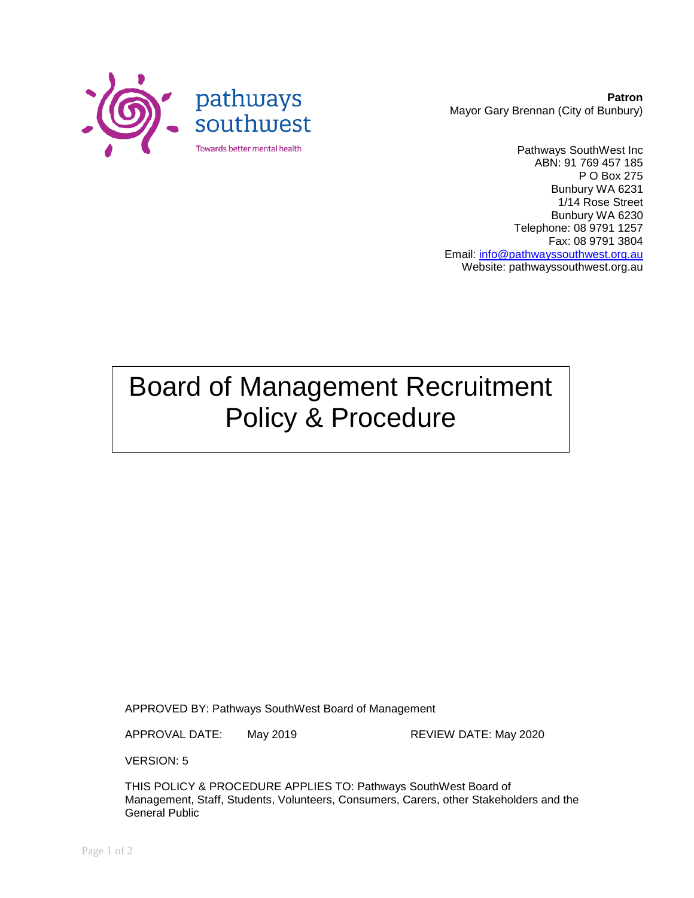pathways southwest

Towards better mental health

**Patron**
Mayor Gary Brennan (City of Bunbury)

Pathways SouthWest Inc
ABN: 91 769 457 185
P O Box 275
Bunbury WA 6231
1/14 Rose Street
Bunbury WA 6230
Telephone: 08 9791 1257
Fax: 08 9791 3804
Email: info@pathwayssouthwest.org.au
Website: pathwayssouthwest.org.au

# Board of Management Recruitment Policy & Procedure

APPROVED BY: Pathways SouthWest Board of Management

APPROVAL DATE: May 2019 REVIEW DATE: May 2020

VERSION: 5

THIS POLICY & PROCEDURE APPLIES TO: Pathways SouthWest Board of Management, Staff, Students, Volunteers, Consumers, Carers, other Stakeholders and the General Public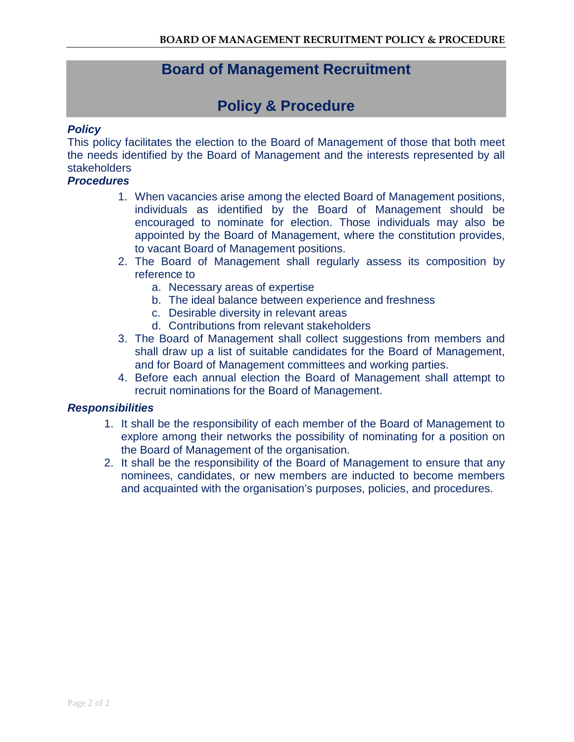# Board of Management Recruitment

# Policy & Procedure

***Policy***

This policy facilitates the election to the Board of Management of those that both meet the needs identified by the Board of Management and the interests represented by all stakeholders

***Procedures***

1. When vacancies arise among the elected Board of Management positions, individuals as identified by the Board of Management should be encouraged to nominate for election. Those individuals may also be appointed by the Board of Management, where the constitution provides, to vacant Board of Management positions.
2. The Board of Management shall regularly assess its composition by reference to
   a. Necessary areas of expertise
   b. The ideal balance between experience and freshness
   c. Desirable diversity in relevant areas
   d. Contributions from relevant stakeholders
3. The Board of Management shall collect suggestions from members and shall draw up a list of suitable candidates for the Board of Management, and for Board of Management committees and working parties.
4. Before each annual election the Board of Management shall attempt to recruit nominations for the Board of Management.

***Responsibilities***

1. It shall be the responsibility of each member of the Board of Management to explore among their networks the possibility of nominating for a position on the Board of Management of the organisation.
2. It shall be the responsibility of the Board of Management to ensure that any nominees, candidates, or new members are inducted to become members and acquainted with the organisation's purposes, policies, and procedures.